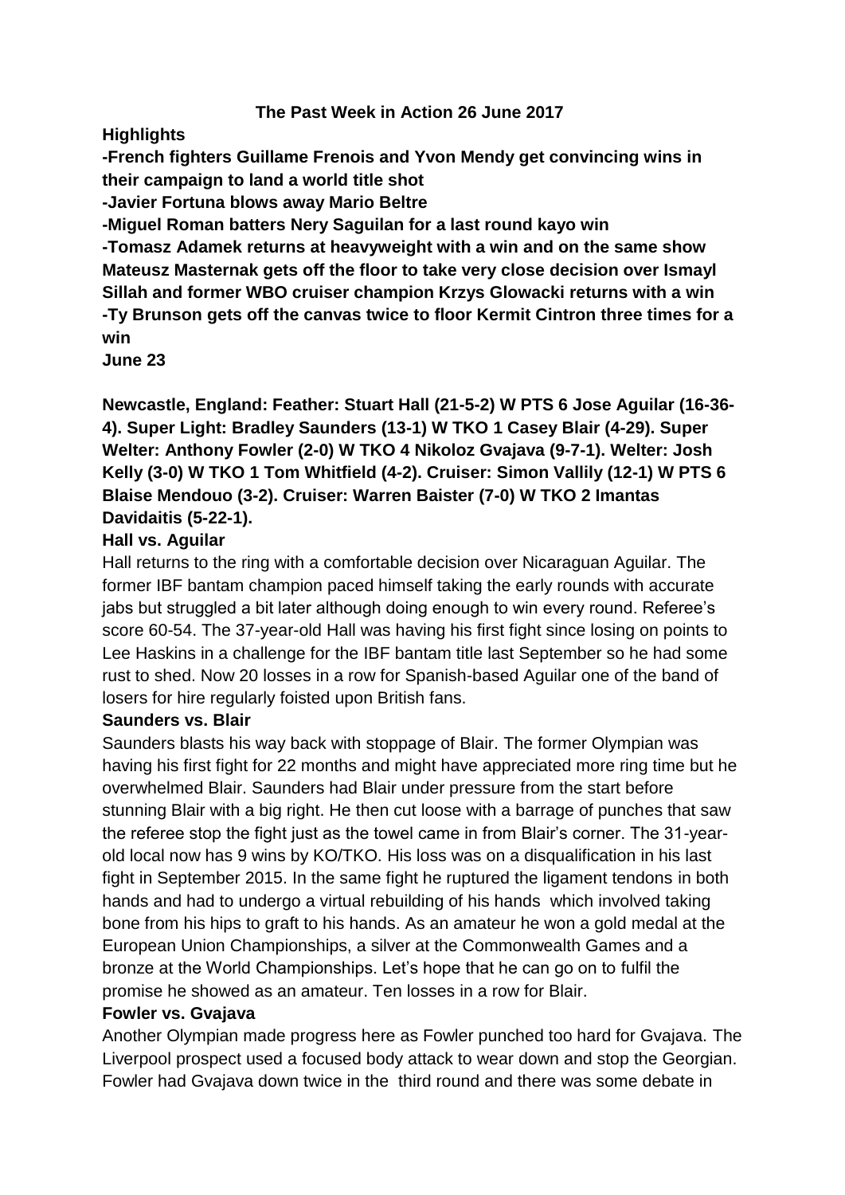# The Past Week in Action 26 June 2017

**Highlights**

**-French fighters Guillame Frenois and Yvon Mendy get convincing wins in their campaign to land a world title shot**

**-Javier Fortuna blows away Mario Beltre**

**-Miguel Roman batters Nery Saguilan for a last round kayo win**

**-Tomasz Adamek returns at heavyweight with a win and on the same show Mateusz Masternak gets off the floor to take very close decision over Ismayl Sillah and former WBO cruiser champion Krzys Glowacki returns with a win**

**-Ty Brunson gets off the canvas twice to floor Kermit Cintron three times for a win**

**June 23**

**Newcastle, England: Feather: Stuart Hall (21-5-2) W PTS 6 Jose Aguilar (16-36-4). Super Light: Bradley Saunders (13-1) W TKO 1 Casey Blair (4-29). Super Welter: Anthony Fowler (2-0) W TKO 4 Nikoloz Gvajava (9-7-1). Welter: Josh Kelly (3-0) W TKO 1 Tom Whitfield (4-2). Cruiser: Simon Vallily (12-1) W PTS 6 Blaise Mendouo (3-2). Cruiser: Warren Baister (7-0) W TKO 2 Imantas Davidaitis (5-22-1).**

**Hall vs. Aguilar**

Hall returns to the ring with a comfortable decision over Nicaraguan Aguilar. The former IBF bantam champion paced himself taking the early rounds with accurate jabs but struggled a bit later although doing enough to win every round. Referee's score 60-54. The 37-year-old Hall was having his first fight since losing on points to Lee Haskins in a challenge for the IBF bantam title last September so he had some rust to shed. Now 20 losses in a row for Spanish-based Aguilar one of the band of losers for hire regularly foisted upon British fans.

**Saunders vs. Blair**

Saunders blasts his way back with stoppage of Blair. The former Olympian was having his first fight for 22 months and might have appreciated more ring time but he overwhelmed Blair. Saunders had Blair under pressure from the start before stunning Blair with a big right. He then cut loose with a barrage of punches that saw the referee stop the fight just as the towel came in from Blair's corner. The 31-year-old local now has 9 wins by KO/TKO. His loss was on a disqualification in his last fight in September 2015. In the same fight he ruptured the ligament tendons in both hands and had to undergo a virtual rebuilding of his hands which involved taking bone from his hips to graft to his hands. As an amateur he won a gold medal at the European Union Championships, a silver at the Commonwealth Games and a bronze at the World Championships. Let's hope that he can go on to fulfil the promise he showed as an amateur. Ten losses in a row for Blair.

**Fowler vs. Gvajava**

Another Olympian made progress here as Fowler punched too hard for Gvajava. The Liverpool prospect used a focused body attack to wear down and stop the Georgian. Fowler had Gvajava down twice in the third round and there was some debate in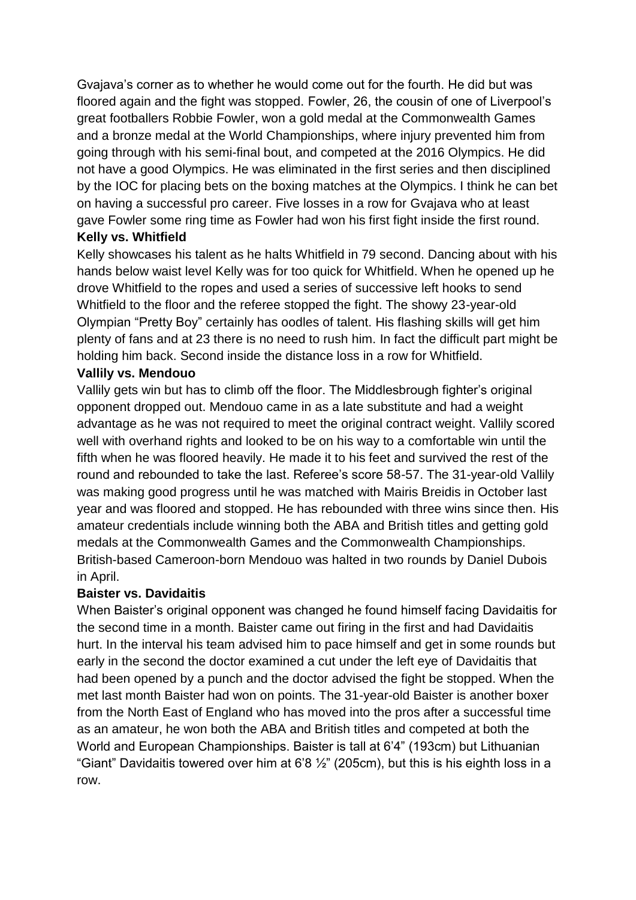Gvajava's corner as to whether he would come out for the fourth. He did but was floored again and the fight was stopped. Fowler, 26, the cousin of one of Liverpool's great footballers Robbie Fowler, won a gold medal at the Commonwealth Games and a bronze medal at the World Championships, where injury prevented him from going through with his semi-final bout, and competed at the 2016 Olympics. He did not have a good Olympics. He was eliminated in the first series and then disciplined by the IOC for placing bets on the boxing matches at the Olympics. I think he can bet on having a successful pro career. Five losses in a row for Gvajava who at least gave Fowler some ring time as Fowler had won his first fight inside the first round.

**Kelly vs. Whitfield**

Kelly showcases his talent as he halts Whitfield in 79 second. Dancing about with his hands below waist level Kelly was for too quick for Whitfield. When he opened up he drove Whitfield to the ropes and used a series of successive left hooks to send Whitfield to the floor and the referee stopped the fight. The showy 23-year-old Olympian "Pretty Boy" certainly has oodles of talent. His flashing skills will get him plenty of fans and at 23 there is no need to rush him. In fact the difficult part might be holding him back. Second inside the distance loss in a row for Whitfield.

**Vallily vs. Mendouo**

Vallily gets win but has to climb off the floor. The Middlesbrough fighter's original opponent dropped out. Mendouo came in as a late substitute and had a weight advantage as he was not required to meet the original contract weight. Vallily scored well with overhand rights and looked to be on his way to a comfortable win until the fifth when he was floored heavily. He made it to his feet and survived the rest of the round and rebounded to take the last. Referee's score 58-57. The 31-year-old Vallily was making good progress until he was matched with Mairis Breidis in October last year and was floored and stopped. He has rebounded with three wins since then. His amateur credentials include winning both the ABA and British titles and getting gold medals at the Commonwealth Games and the Commonwealth Championships. British-based Cameroon-born Mendouo was halted in two rounds by Daniel Dubois in April.

**Baister vs. Davidaitis**

When Baister's original opponent was changed he found himself facing Davidaitis for the second time in a month. Baister came out firing in the first and had Davidaitis hurt. In the interval his team advised him to pace himself and get in some rounds but early in the second the doctor examined a cut under the left eye of Davidaitis that had been opened by a punch and the doctor advised the fight be stopped. When the met last month Baister had won on points. The 31-year-old Baister is another boxer from the North East of England who has moved into the pros after a successful time as an amateur, he won both the ABA and British titles and competed at both the World and European Championships. Baister is tall at 6'4" (193cm) but Lithuanian "Giant" Davidaitis towered over him at 6'8 ½" (205cm), but this is his eighth loss in a row.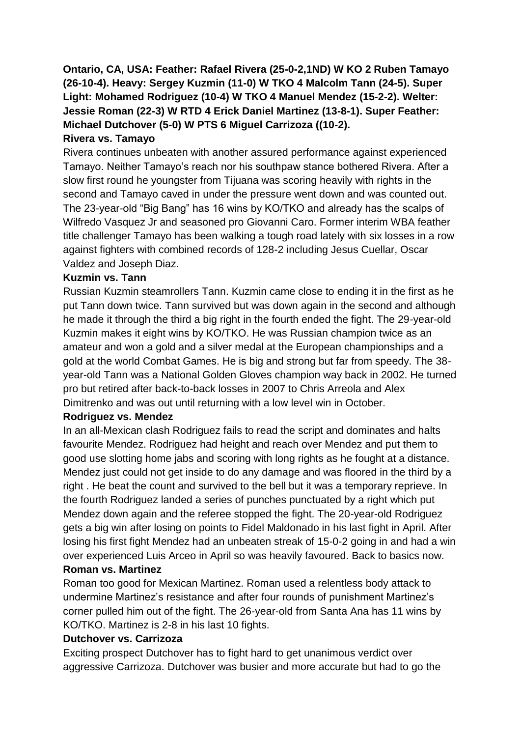**Ontario, CA, USA: Feather: Rafael Rivera (25-0-2,1ND) W KO 2 Ruben Tamayo (26-10-4). Heavy: Sergey Kuzmin (11-0) W TKO 4 Malcolm Tann (24-5). Super Light: Mohamed Rodriguez (10-4) W TKO 4 Manuel Mendez (15-2-2). Welter: Jessie Roman (22-3) W RTD 4 Erick Daniel Martinez (13-8-1). Super Feather: Michael Dutchover (5-0) W PTS 6 Miguel Carrizoza ((10-2).**

**Rivera vs. Tamayo**

Rivera continues unbeaten with another assured performance against experienced Tamayo. Neither Tamayo's reach nor his southpaw stance bothered Rivera. After a slow first round he youngster from Tijuana was scoring heavily with rights in the second and Tamayo caved in under the pressure went down and was counted out. The 23-year-old "Big Bang" has 16 wins by KO/TKO and already has the scalps of Wilfredo Vasquez Jr and seasoned pro Giovanni Caro. Former interim WBA feather title challenger Tamayo has been walking a tough road lately with six losses in a row against fighters with combined records of 128-2 including Jesus Cuellar, Oscar Valdez and Joseph Diaz.

**Kuzmin vs. Tann**

Russian Kuzmin steamrollers Tann. Kuzmin came close to ending it in the first as he put Tann down twice. Tann survived but was down again in the second and although he made it through the third a big right in the fourth ended the fight. The 29-year-old Kuzmin makes it eight wins by KO/TKO. He was Russian champion twice as an amateur and won a gold and a silver medal at the European championships and a gold at the world Combat Games. He is big and strong but far from speedy. The 38-year-old Tann was a National Golden Gloves champion way back in 2002. He turned pro but retired after back-to-back losses in 2007 to Chris Arreola and Alex Dimitrenko and was out until returning with a low level win in October.

**Rodriguez vs. Mendez**

In an all-Mexican clash Rodriguez fails to read the script and dominates and halts favourite Mendez. Rodriguez had height and reach over Mendez and put them to good use slotting home jabs and scoring with long rights as he fought at a distance. Mendez just could not get inside to do any damage and was floored in the third by a right . He beat the count and survived to the bell but it was a temporary reprieve. In the fourth Rodriguez landed a series of punches punctuated by a right which put Mendez down again and the referee stopped the fight. The 20-year-old Rodriguez gets a big win after losing on points to Fidel Maldonado in his last fight in April. After losing his first fight Mendez had an unbeaten streak of 15-0-2 going in and had a win over experienced Luis Arceo in April so was heavily favoured. Back to basics now.

**Roman vs. Martinez**

Roman too good for Mexican Martinez. Roman used a relentless body attack to undermine Martinez's resistance and after four rounds of punishment Martinez's corner pulled him out of the fight. The 26-year-old from Santa Ana has 11 wins by KO/TKO. Martinez is 2-8 in his last 10 fights.

**Dutchover vs. Carrizoza**

Exciting prospect Dutchover has to fight hard to get unanimous verdict over aggressive Carrizoza. Dutchover was busier and more accurate but had to go the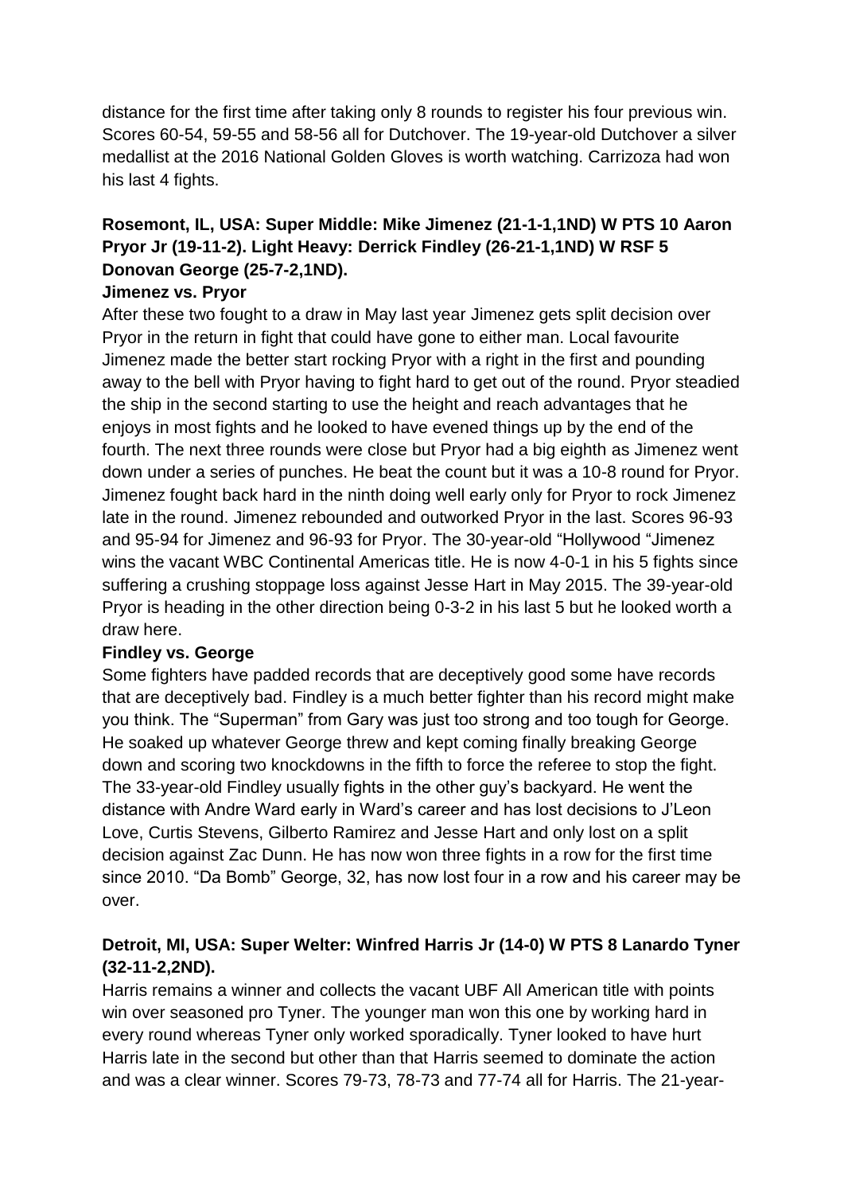distance for the first time after taking only 8 rounds to register his four previous win. Scores 60-54, 59-55 and 58-56 all for Dutchover. The 19-year-old Dutchover a silver medallist at the 2016 National Golden Gloves is worth watching. Carrizoza had won his last 4 fights.

**Rosemont, IL, USA: Super Middle: Mike Jimenez (21-1-1,1ND) W PTS 10 Aaron Pryor Jr (19-11-2). Light Heavy: Derrick Findley (26-21-1,1ND) W RSF 5 Donovan George (25-7-2,1ND).**

**Jimenez vs. Pryor**

After these two fought to a draw in May last year Jimenez gets split decision over Pryor in the return in fight that could have gone to either man. Local favourite Jimenez made the better start rocking Pryor with a right in the first and pounding away to the bell with Pryor having to fight hard to get out of the round. Pryor steadied the ship in the second starting to use the height and reach advantages that he enjoys in most fights and he looked to have evened things up by the end of the fourth. The next three rounds were close but Pryor had a big eighth as Jimenez went down under a series of punches. He beat the count but it was a 10-8 round for Pryor. Jimenez fought back hard in the ninth doing well early only for Pryor to rock Jimenez late in the round. Jimenez rebounded and outworked Pryor in the last. Scores 96-93 and 95-94 for Jimenez and 96-93 for Pryor. The 30-year-old "Hollywood "Jimenez wins the vacant WBC Continental Americas title. He is now 4-0-1 in his 5 fights since suffering a crushing stoppage loss against Jesse Hart in May 2015. The 39-year-old Pryor is heading in the other direction being 0-3-2 in his last 5 but he looked worth a draw here.

**Findley vs. George**

Some fighters have padded records that are deceptively good some have records that are deceptively bad. Findley is a much better fighter than his record might make you think. The "Superman" from Gary was just too strong and too tough for George. He soaked up whatever George threw and kept coming finally breaking George down and scoring two knockdowns in the fifth to force the referee to stop the fight. The 33-year-old Findley usually fights in the other guy's backyard. He went the distance with Andre Ward early in Ward's career and has lost decisions to J'Leon Love, Curtis Stevens, Gilberto Ramirez and Jesse Hart and only lost on a split decision against Zac Dunn. He has now won three fights in a row for the first time since 2010. "Da Bomb" George, 32, has now lost four in a row and his career may be over.

**Detroit, MI, USA: Super Welter: Winfred Harris Jr (14-0) W PTS 8 Lanardo Tyner (32-11-2,2ND).**

Harris remains a winner and collects the vacant UBF All American title with points win over seasoned pro Tyner. The younger man won this one by working hard in every round whereas Tyner only worked sporadically. Tyner looked to have hurt Harris late in the second but other than that Harris seemed to dominate the action and was a clear winner. Scores 79-73, 78-73 and 77-74 all for Harris. The 21-year-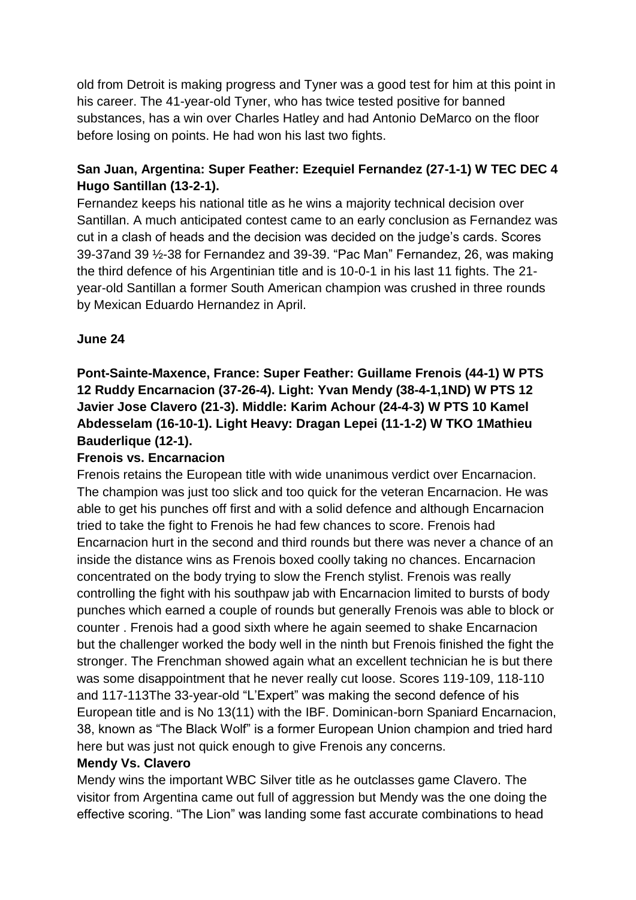old from Detroit is making progress and Tyner was a good test for him at this point in his career. The 41-year-old Tyner, who has twice tested positive for banned substances, has a win over Charles Hatley and had Antonio DeMarco on the floor before losing on points. He had won his last two fights.

**San Juan, Argentina: Super Feather: Ezequiel Fernandez (27-1-1) W TEC DEC 4 Hugo Santillan (13-2-1).**

Fernandez keeps his national title as he wins a majority technical decision over Santillan. A much anticipated contest came to an early conclusion as Fernandez was cut in a clash of heads and the decision was decided on the judge's cards. Scores 39-37and 39 ½-38 for Fernandez and 39-39. "Pac Man" Fernandez, 26, was making the third defence of his Argentinian title and is 10-0-1 in his last 11 fights. The 21-year-old Santillan a former South American champion was crushed in three rounds by Mexican Eduardo Hernandez in April.

**June 24**

**Pont-Sainte-Maxence, France: Super Feather: Guillame Frenois (44-1) W PTS 12 Ruddy Encarnacion (37-26-4). Light: Yvan Mendy (38-4-1,1ND) W PTS 12 Javier Jose Clavero (21-3). Middle: Karim Achour (24-4-3) W PTS 10 Kamel Abdesselam (16-10-1). Light Heavy: Dragan Lepei (11-1-2) W TKO 1Mathieu Bauderlique (12-1).**

**Frenois vs. Encarnacion**

Frenois retains the European title with wide unanimous verdict over Encarnacion. The champion was just too slick and too quick for the veteran Encarnacion. He was able to get his punches off first and with a solid defence and although Encarnacion tried to take the fight to Frenois he had few chances to score. Frenois had Encarnacion hurt in the second and third rounds but there was never a chance of an inside the distance wins as Frenois boxed coolly taking no chances. Encarnacion concentrated on the body trying to slow the French stylist. Frenois was really controlling the fight with his southpaw jab with Encarnacion limited to bursts of body punches which earned a couple of rounds but generally Frenois was able to block or counter . Frenois had a good sixth where he again seemed to shake Encarnacion but the challenger worked the body well in the ninth but Frenois finished the fight the stronger. The Frenchman showed again what an excellent technician he is but there was some disappointment that he never really cut loose. Scores 119-109, 118-110 and 117-113The 33-year-old "L'Expert" was making the second defence of his European title and is No 13(11) with the IBF. Dominican-born Spaniard Encarnacion, 38, known as "The Black Wolf" is a former European Union champion and tried hard here but was just not quick enough to give Frenois any concerns.

**Mendy Vs. Clavero**

Mendy wins the important WBC Silver title as he outclasses game Clavero. The visitor from Argentina came out full of aggression but Mendy was the one doing the effective scoring. "The Lion" was landing some fast accurate combinations to head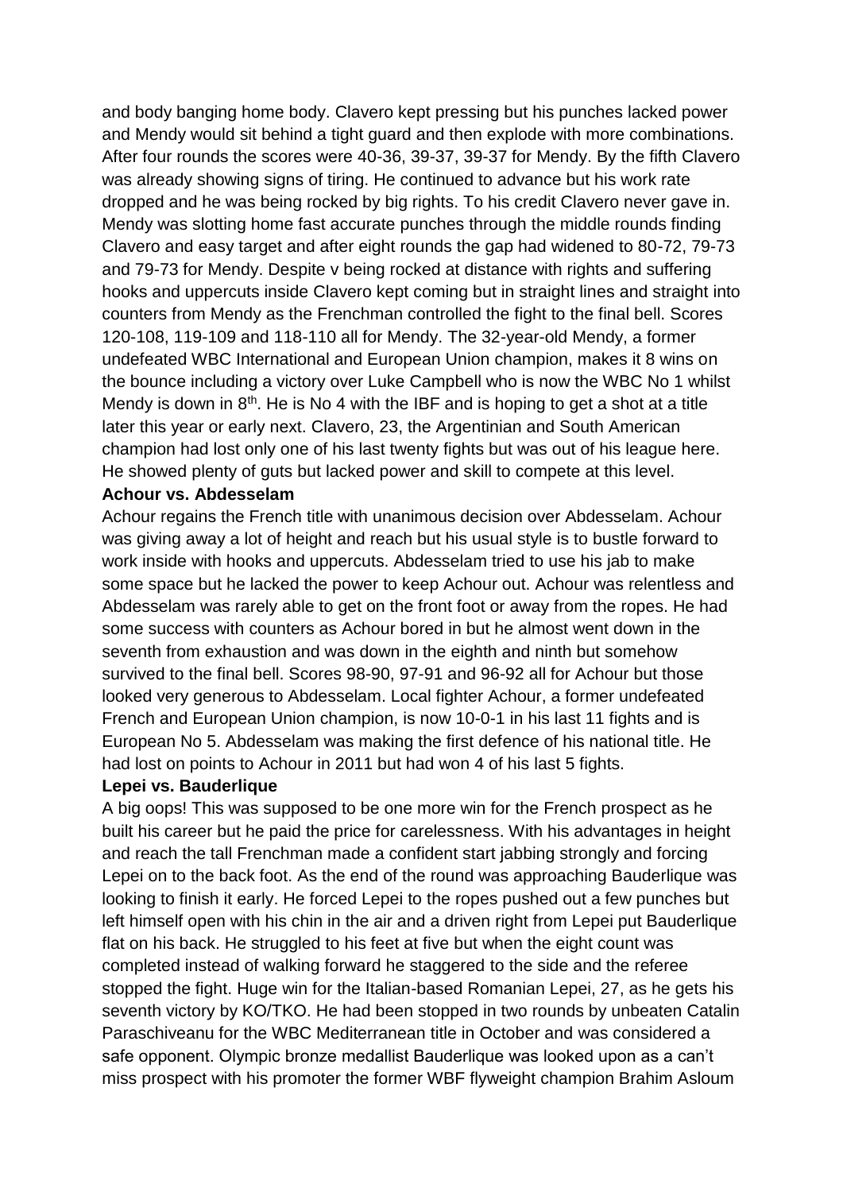and body banging home body. Clavero kept pressing but his punches lacked power and Mendy would sit behind a tight guard and then explode with more combinations. After four rounds the scores were 40-36, 39-37, 39-37 for Mendy. By the fifth Clavero was already showing signs of tiring. He continued to advance but his work rate dropped and he was being rocked by big rights. To his credit Clavero never gave in. Mendy was slotting home fast accurate punches through the middle rounds finding Clavero and easy target and after eight rounds the gap had widened to 80-72, 79-73 and 79-73 for Mendy. Despite v being rocked at distance with rights and suffering hooks and uppercuts inside Clavero kept coming but in straight lines and straight into counters from Mendy as the Frenchman controlled the fight to the final bell. Scores 120-108, 119-109 and 118-110 all for Mendy. The 32-year-old Mendy, a former undefeated WBC International and European Union champion, makes it 8 wins on the bounce including a victory over Luke Campbell who is now the WBC No 1 whilst Mendy is down in 8th. He is No 4 with the IBF and is hoping to get a shot at a title later this year or early next. Clavero, 23, the Argentinian and South American champion had lost only one of his last twenty fights but was out of his league here. He showed plenty of guts but lacked power and skill to compete at this level.

**Achour vs. Abdesselam**

Achour regains the French title with unanimous decision over Abdesselam. Achour was giving away a lot of height and reach but his usual style is to bustle forward to work inside with hooks and uppercuts. Abdesselam tried to use his jab to make some space but he lacked the power to keep Achour out. Achour was relentless and Abdesselam was rarely able to get on the front foot or away from the ropes. He had some success with counters as Achour bored in but he almost went down in the seventh from exhaustion and was down in the eighth and ninth but somehow survived to the final bell. Scores 98-90, 97-91 and 96-92 all for Achour but those looked very generous to Abdesselam. Local fighter Achour, a former undefeated French and European Union champion, is now 10-0-1 in his last 11 fights and is European No 5. Abdesselam was making the first defence of his national title. He had lost on points to Achour in 2011 but had won 4 of his last 5 fights.

**Lepei vs. Bauderlique**

A big oops! This was supposed to be one more win for the French prospect as he built his career but he paid the price for carelessness. With his advantages in height and reach the tall Frenchman made a confident start jabbing strongly and forcing Lepei on to the back foot. As the end of the round was approaching Bauderlique was looking to finish it early. He forced Lepei to the ropes pushed out a few punches but left himself open with his chin in the air and a driven right from Lepei put Bauderlique flat on his back. He struggled to his feet at five but when the eight count was completed instead of walking forward he staggered to the side and the referee stopped the fight. Huge win for the Italian-based Romanian Lepei, 27, as he gets his seventh victory by KO/TKO. He had been stopped in two rounds by unbeaten Catalin Paraschiveanu for the WBC Mediterranean title in October and was considered a safe opponent. Olympic bronze medallist Bauderlique was looked upon as a can't miss prospect with his promoter the former WBF flyweight champion Brahim Asloum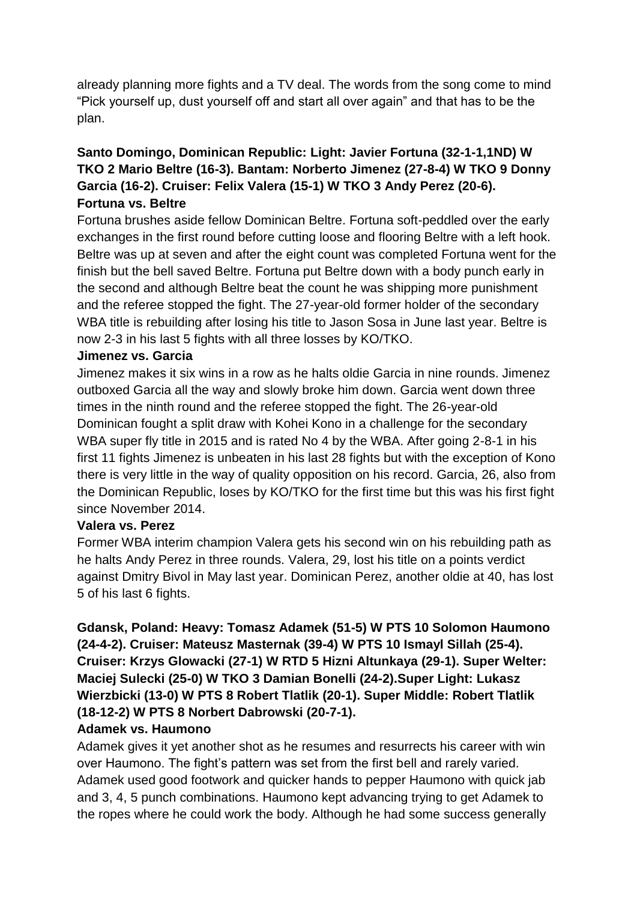already planning more fights and a TV deal. The words from the song come to mind "Pick yourself up, dust yourself off and start all over again" and that has to be the plan.

**Santo Domingo, Dominican Republic: Light: Javier Fortuna (32-1-1,1ND) W TKO 2 Mario Beltre (16-3). Bantam: Norberto Jimenez (27-8-4) W TKO 9 Donny Garcia (16-2). Cruiser: Felix Valera (15-1) W TKO 3 Andy Perez (20-6).**

**Fortuna vs. Beltre**

Fortuna brushes aside fellow Dominican Beltre. Fortuna soft-peddled over the early exchanges in the first round before cutting loose and flooring Beltre with a left hook. Beltre was up at seven and after the eight count was completed Fortuna went for the finish but the bell saved Beltre. Fortuna put Beltre down with a body punch early in the second and although Beltre beat the count he was shipping more punishment and the referee stopped the fight. The 27-year-old former holder of the secondary WBA title is rebuilding after losing his title to Jason Sosa in June last year. Beltre is now 2-3 in his last 5 fights with all three losses by KO/TKO.

**Jimenez vs. Garcia**

Jimenez makes it six wins in a row as he halts oldie Garcia in nine rounds. Jimenez outboxed Garcia all the way and slowly broke him down. Garcia went down three times in the ninth round and the referee stopped the fight. The 26-year-old Dominican fought a split draw with Kohei Kono in a challenge for the secondary WBA super fly title in 2015 and is rated No 4 by the WBA. After going 2-8-1 in his first 11 fights Jimenez is unbeaten in his last 28 fights but with the exception of Kono there is very little in the way of quality opposition on his record. Garcia, 26, also from the Dominican Republic, loses by KO/TKO for the first time but this was his first fight since November 2014.

**Valera vs. Perez**

Former WBA interim champion Valera gets his second win on his rebuilding path as he halts Andy Perez in three rounds. Valera, 29, lost his title on a points verdict against Dmitry Bivol in May last year. Dominican Perez, another oldie at 40, has lost 5 of his last 6 fights.

**Gdansk, Poland: Heavy: Tomasz Adamek (51-5) W PTS 10 Solomon Haumono (24-4-2). Cruiser: Mateusz Masternak (39-4) W PTS 10 Ismayl Sillah (25-4). Cruiser: Krzys Glowacki (27-1) W RTD 5 Hizni Altunkaya (29-1). Super Welter: Maciej Sulecki (25-0) W TKO 3 Damian Bonelli (24-2).Super Light: Lukasz Wierzbicki (13-0) W PTS 8 Robert Tlatlik (20-1). Super Middle: Robert Tlatlik (18-12-2) W PTS 8 Norbert Dabrowski (20-7-1).**

**Adamek vs. Haumono**

Adamek gives it yet another shot as he resumes and resurrects his career with win over Haumono. The fight's pattern was set from the first bell and rarely varied. Adamek used good footwork and quicker hands to pepper Haumono with quick jab and 3, 4, 5 punch combinations. Haumono kept advancing trying to get Adamek to the ropes where he could work the body. Although he had some success generally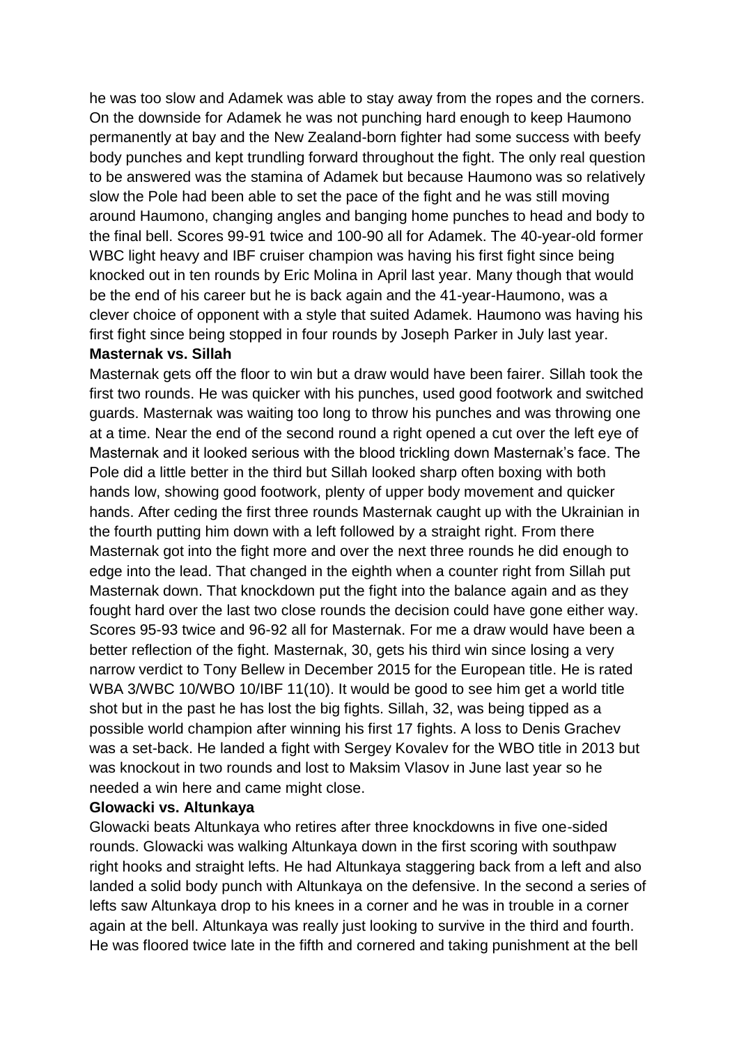he was too slow and Adamek was able to stay away from the ropes and the corners. On the downside for Adamek he was not punching hard enough to keep Haumono permanently at bay and the New Zealand-born fighter had some success with beefy body punches and kept trundling forward throughout the fight. The only real question to be answered was the stamina of Adamek but because Haumono was so relatively slow the Pole had been able to set the pace of the fight and he was still moving around Haumono, changing angles and banging home punches to head and body to the final bell. Scores 99-91 twice and 100-90 all for Adamek. The 40-year-old former WBC light heavy and IBF cruiser champion was having his first fight since being knocked out in ten rounds by Eric Molina in April last year. Many though that would be the end of his career but he is back again and the 41-year-Haumono, was a clever choice of opponent with a style that suited Adamek. Haumono was having his first fight since being stopped in four rounds by Joseph Parker in July last year.

**Masternak vs. Sillah**

Masternak gets off the floor to win but a draw would have been fairer. Sillah took the first two rounds. He was quicker with his punches, used good footwork and switched guards. Masternak was waiting too long to throw his punches and was throwing one at a time. Near the end of the second round a right opened a cut over the left eye of Masternak and it looked serious with the blood trickling down Masternak's face. The Pole did a little better in the third but Sillah looked sharp often boxing with both hands low, showing good footwork, plenty of upper body movement and quicker hands. After ceding the first three rounds Masternak caught up with the Ukrainian in the fourth putting him down with a left followed by a straight right. From there Masternak got into the fight more and over the next three rounds he did enough to edge into the lead. That changed in the eighth when a counter right from Sillah put Masternak down. That knockdown put the fight into the balance again and as they fought hard over the last two close rounds the decision could have gone either way. Scores 95-93 twice and 96-92 all for Masternak. For me a draw would have been a better reflection of the fight. Masternak, 30, gets his third win since losing a very narrow verdict to Tony Bellew in December 2015 for the European title. He is rated WBA 3/WBC 10/WBO 10/IBF 11(10). It would be good to see him get a world title shot but in the past he has lost the big fights. Sillah, 32, was being tipped as a possible world champion after winning his first 17 fights. A loss to Denis Grachev was a set-back. He landed a fight with Sergey Kovalev for the WBO title in 2013 but was knockout in two rounds and lost to Maksim Vlasov in June last year so he needed a win here and came might close.

**Glowacki vs. Altunkaya**

Glowacki beats Altunkaya who retires after three knockdowns in five one-sided rounds. Glowacki was walking Altunkaya down in the first scoring with southpaw right hooks and straight lefts. He had Altunkaya staggering back from a left and also landed a solid body punch with Altunkaya on the defensive. In the second a series of lefts saw Altunkaya drop to his knees in a corner and he was in trouble in a corner again at the bell. Altunkaya was really just looking to survive in the third and fourth. He was floored twice late in the fifth and cornered and taking punishment at the bell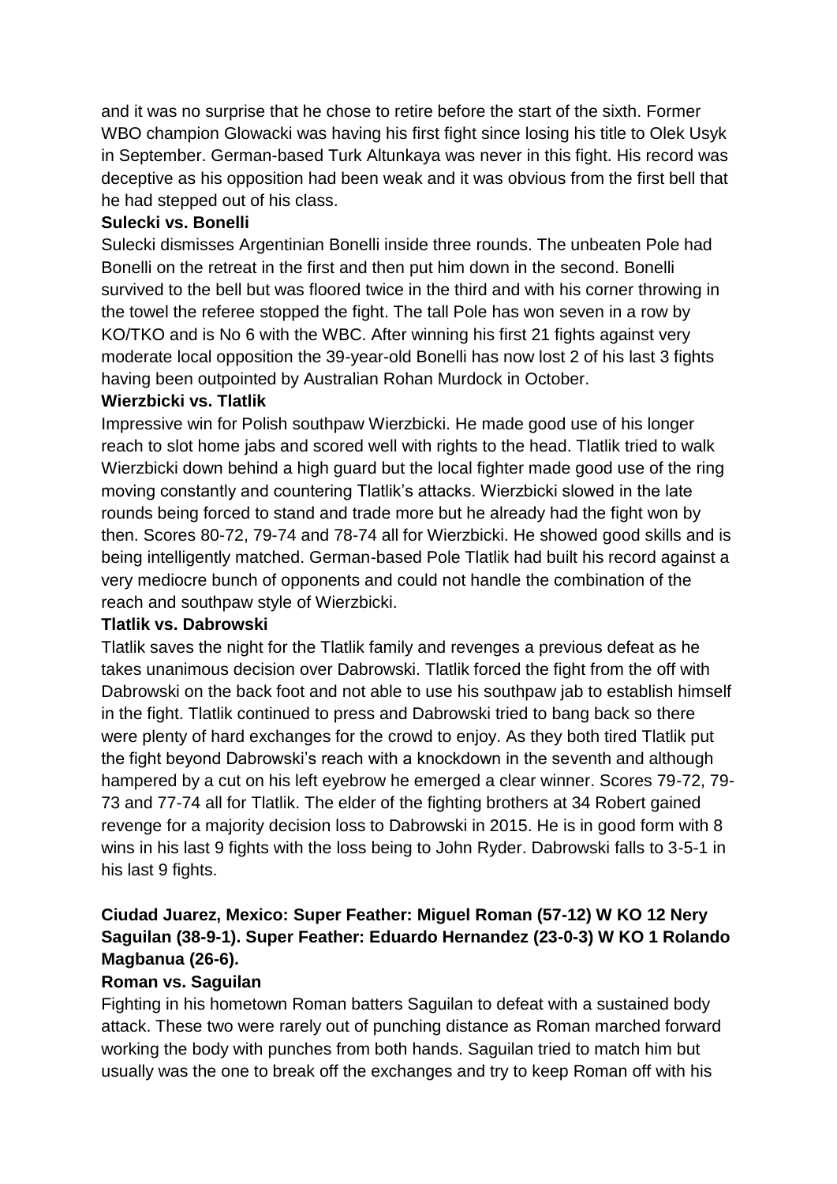and it was no surprise that he chose to retire before the start of the sixth. Former WBO champion Glowacki was having his first fight since losing his title to Olek Usyk in September. German-based Turk Altunkaya was never in this fight. His record was deceptive as his opposition had been weak and it was obvious from the first bell that he had stepped out of his class.

**Sulecki vs. Bonelli**

Sulecki dismisses Argentinian Bonelli inside three rounds. The unbeaten Pole had Bonelli on the retreat in the first and then put him down in the second. Bonelli survived to the bell but was floored twice in the third and with his corner throwing in the towel the referee stopped the fight. The tall Pole has won seven in a row by KO/TKO and is No 6 with the WBC. After winning his first 21 fights against very moderate local opposition the 39-year-old Bonelli has now lost 2 of his last 3 fights having been outpointed by Australian Rohan Murdock in October.

**Wierzbicki vs. Tlatlik**

Impressive win for Polish southpaw Wierzbicki. He made good use of his longer reach to slot home jabs and scored well with rights to the head. Tlatlik tried to walk Wierzbicki down behind a high guard but the local fighter made good use of the ring moving constantly and countering Tlatlik's attacks. Wierzbicki slowed in the late rounds being forced to stand and trade more but he already had the fight won by then. Scores 80-72, 79-74 and 78-74 all for Wierzbicki. He showed good skills and is being intelligently matched. German-based Pole Tlatlik had built his record against a very mediocre bunch of opponents and could not handle the combination of the reach and southpaw style of Wierzbicki.

**Tlatlik vs. Dabrowski**

Tlatlik saves the night for the Tlatlik family and revenges a previous defeat as he takes unanimous decision over Dabrowski. Tlatlik forced the fight from the off with Dabrowski on the back foot and not able to use his southpaw jab to establish himself in the fight. Tlatlik continued to press and Dabrowski tried to bang back so there were plenty of hard exchanges for the crowd to enjoy. As they both tired Tlatlik put the fight beyond Dabrowski's reach with a knockdown in the seventh and although hampered by a cut on his left eyebrow he emerged a clear winner. Scores 79-72, 79-73 and 77-74 all for Tlatlik. The elder of the fighting brothers at 34 Robert gained revenge for a majority decision loss to Dabrowski in 2015. He is in good form with 8 wins in his last 9 fights with the loss being to John Ryder. Dabrowski falls to 3-5-1 in his last 9 fights.

**Ciudad Juarez, Mexico: Super Feather: Miguel Roman (57-12) W KO 12 Nery Saguilan (38-9-1). Super Feather: Eduardo Hernandez (23-0-3) W KO 1 Rolando Magbanua (26-6).**

**Roman vs. Saguilan**

Fighting in his hometown Roman batters Saguilan to defeat with a sustained body attack. These two were rarely out of punching distance as Roman marched forward working the body with punches from both hands. Saguilan tried to match him but usually was the one to break off the exchanges and try to keep Roman off with his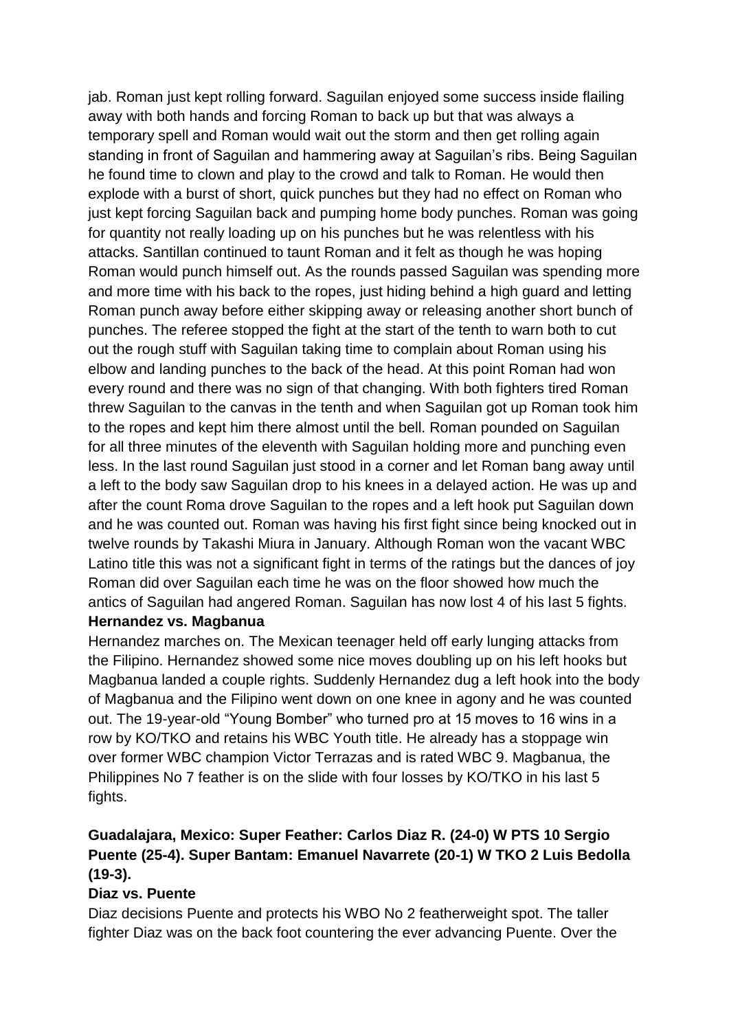jab. Roman just kept rolling forward. Saguilan enjoyed some success inside flailing away with both hands and forcing Roman to back up but that was always a temporary spell and Roman would wait out the storm and then get rolling again standing in front of Saguilan and hammering away at Saguilan's ribs. Being Saguilan he found time to clown and play to the crowd and talk to Roman. He would then explode with a burst of short, quick punches but they had no effect on Roman who just kept forcing Saguilan back and pumping home body punches. Roman was going for quantity not really loading up on his punches but he was relentless with his attacks. Santillan continued to taunt Roman and it felt as though he was hoping Roman would punch himself out. As the rounds passed Saguilan was spending more and more time with his back to the ropes, just hiding behind a high guard and letting Roman punch away before either skipping away or releasing another short bunch of punches. The referee stopped the fight at the start of the tenth to warn both to cut out the rough stuff with Saguilan taking time to complain about Roman using his elbow and landing punches to the back of the head. At this point Roman had won every round and there was no sign of that changing. With both fighters tired Roman threw Saguilan to the canvas in the tenth and when Saguilan got up Roman took him to the ropes and kept him there almost until the bell. Roman pounded on Saguilan for all three minutes of the eleventh with Saguilan holding more and punching even less. In the last round Saguilan just stood in a corner and let Roman bang away until a left to the body saw Saguilan drop to his knees in a delayed action. He was up and after the count Roma drove Saguilan to the ropes and a left hook put Saguilan down and he was counted out. Roman was having his first fight since being knocked out in twelve rounds by Takashi Miura in January. Although Roman won the vacant WBC Latino title this was not a significant fight in terms of the ratings but the dances of joy Roman did over Saguilan each time he was on the floor showed how much the antics of Saguilan had angered Roman. Saguilan has now lost 4 of his last 5 fights.

**Hernandez vs. Magbanua**

Hernandez marches on. The Mexican teenager held off early lunging attacks from the Filipino. Hernandez showed some nice moves doubling up on his left hooks but Magbanua landed a couple rights. Suddenly Hernandez dug a left hook into the body of Magbanua and the Filipino went down on one knee in agony and he was counted out. The 19-year-old "Young Bomber" who turned pro at 15 moves to 16 wins in a row by KO/TKO and retains his WBC Youth title. He already has a stoppage win over former WBC champion Victor Terrazas and is rated WBC 9. Magbanua, the Philippines No 7 feather is on the slide with four losses by KO/TKO in his last 5 fights.

**Guadalajara, Mexico: Super Feather: Carlos Diaz R. (24-0) W PTS 10 Sergio Puente (25-4). Super Bantam: Emanuel Navarrete (20-1) W TKO 2 Luis Bedolla (19-3).**

**Diaz vs. Puente**

Diaz decisions Puente and protects his WBO No 2 featherweight spot. The taller fighter Diaz was on the back foot countering the ever advancing Puente. Over the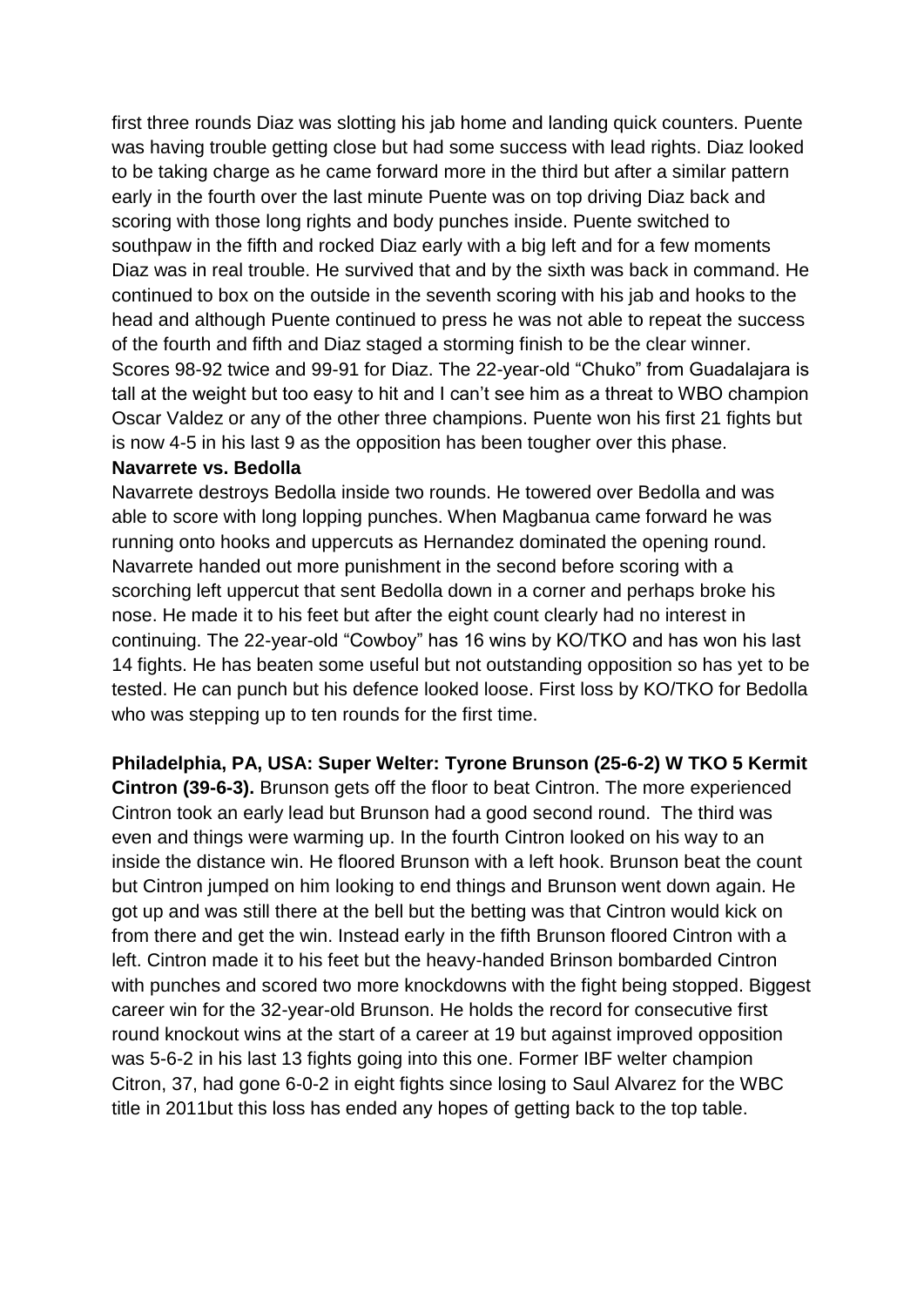first three rounds Diaz was slotting his jab home and landing quick counters. Puente was having trouble getting close but had some success with lead rights. Diaz looked to be taking charge as he came forward more in the third but after a similar pattern early in the fourth over the last minute Puente was on top driving Diaz back and scoring with those long rights and body punches inside. Puente switched to southpaw in the fifth and rocked Diaz early with a big left and for a few moments Diaz was in real trouble. He survived that and by the sixth was back in command. He continued to box on the outside in the seventh scoring with his jab and hooks to the head and although Puente continued to press he was not able to repeat the success of the fourth and fifth and Diaz staged a storming finish to be the clear winner. Scores 98-92 twice and 99-91 for Diaz. The 22-year-old "Chuko" from Guadalajara is tall at the weight but too easy to hit and I can't see him as a threat to WBO champion Oscar Valdez or any of the other three champions. Puente won his first 21 fights but is now 4-5 in his last 9 as the opposition has been tougher over this phase.

**Navarrete vs. Bedolla**

Navarrete destroys Bedolla inside two rounds. He towered over Bedolla and was able to score with long lopping punches. When Magbanua came forward he was running onto hooks and uppercuts as Hernandez dominated the opening round. Navarrete handed out more punishment in the second before scoring with a scorching left uppercut that sent Bedolla down in a corner and perhaps broke his nose. He made it to his feet but after the eight count clearly had no interest in continuing. The 22-year-old "Cowboy" has 16 wins by KO/TKO and has won his last 14 fights. He has beaten some useful but not outstanding opposition so has yet to be tested. He can punch but his defence looked loose. First loss by KO/TKO for Bedolla who was stepping up to ten rounds for the first time.

**Philadelphia, PA, USA: Super Welter: Tyrone Brunson (25-6-2) W TKO 5 Kermit Cintron (39-6-3).** Brunson gets off the floor to beat Cintron. The more experienced Cintron took an early lead but Brunson had a good second round. The third was even and things were warming up. In the fourth Cintron looked on his way to an inside the distance win. He floored Brunson with a left hook. Brunson beat the count but Cintron jumped on him looking to end things and Brunson went down again. He got up and was still there at the bell but the betting was that Cintron would kick on from there and get the win. Instead early in the fifth Brunson floored Cintron with a left. Cintron made it to his feet but the heavy-handed Brinson bombarded Cintron with punches and scored two more knockdowns with the fight being stopped. Biggest career win for the 32-year-old Brunson. He holds the record for consecutive first round knockout wins at the start of a career at 19 but against improved opposition was 5-6-2 in his last 13 fights going into this one. Former IBF welter champion Citron, 37, had gone 6-0-2 in eight fights since losing to Saul Alvarez for the WBC title in 2011but this loss has ended any hopes of getting back to the top table.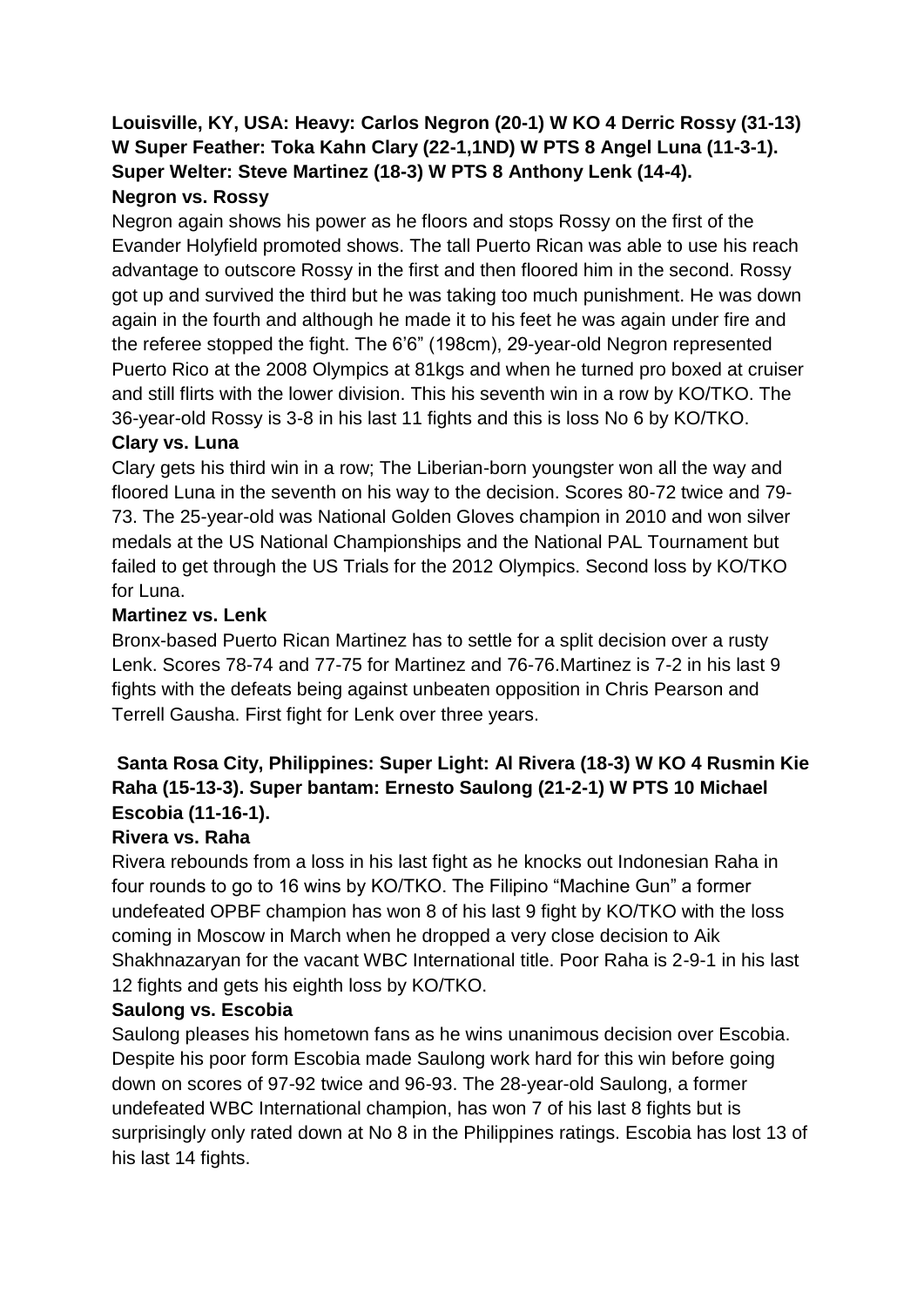**Louisville, KY, USA: Heavy: Carlos Negron (20-1) W KO 4 Derric Rossy (31-13) W Super Feather: Toka Kahn Clary (22-1,1ND) W PTS 8 Angel Luna (11-3-1). Super Welter: Steve Martinez (18-3) W PTS 8 Anthony Lenk (14-4).**

**Negron vs. Rossy**

Negron again shows his power as he floors and stops Rossy on the first of the Evander Holyfield promoted shows. The tall Puerto Rican was able to use his reach advantage to outscore Rossy in the first and then floored him in the second. Rossy got up and survived the third but he was taking too much punishment. He was down again in the fourth and although he made it to his feet he was again under fire and the referee stopped the fight. The 6'6" (198cm), 29-year-old Negron represented Puerto Rico at the 2008 Olympics at 81kgs and when he turned pro boxed at cruiser and still flirts with the lower division. This his seventh win in a row by KO/TKO. The 36-year-old Rossy is 3-8 in his last 11 fights and this is loss No 6 by KO/TKO.

**Clary vs. Luna**

Clary gets his third win in a row; The Liberian-born youngster won all the way and floored Luna in the seventh on his way to the decision. Scores 80-72 twice and 79-73. The 25-year-old was National Golden Gloves champion in 2010 and won silver medals at the US National Championships and the National PAL Tournament but failed to get through the US Trials for the 2012 Olympics. Second loss by KO/TKO for Luna.

**Martinez vs. Lenk**

Bronx-based Puerto Rican Martinez has to settle for a split decision over a rusty Lenk. Scores 78-74 and 77-75 for Martinez and 76-76.Martinez is 7-2 in his last 9 fights with the defeats being against unbeaten opposition in Chris Pearson and Terrell Gausha. First fight for Lenk over three years.

**Santa Rosa City, Philippines: Super Light: Al Rivera (18-3) W KO 4 Rusmin Kie Raha (15-13-3). Super bantam: Ernesto Saulong (21-2-1) W PTS 10 Michael Escobia (11-16-1).**

**Rivera vs. Raha**

Rivera rebounds from a loss in his last fight as he knocks out Indonesian Raha in four rounds to go to 16 wins by KO/TKO. The Filipino "Machine Gun" a former undefeated OPBF champion has won 8 of his last 9 fight by KO/TKO with the loss coming in Moscow in March when he dropped a very close decision to Aik Shakhnazaryan for the vacant WBC International title. Poor Raha is 2-9-1 in his last 12 fights and gets his eighth loss by KO/TKO.

**Saulong vs. Escobia**

Saulong pleases his hometown fans as he wins unanimous decision over Escobia. Despite his poor form Escobia made Saulong work hard for this win before going down on scores of 97-92 twice and 96-93. The 28-year-old Saulong, a former undefeated WBC International champion, has won 7 of his last 8 fights but is surprisingly only rated down at No 8 in the Philippines ratings. Escobia has lost 13 of his last 14 fights.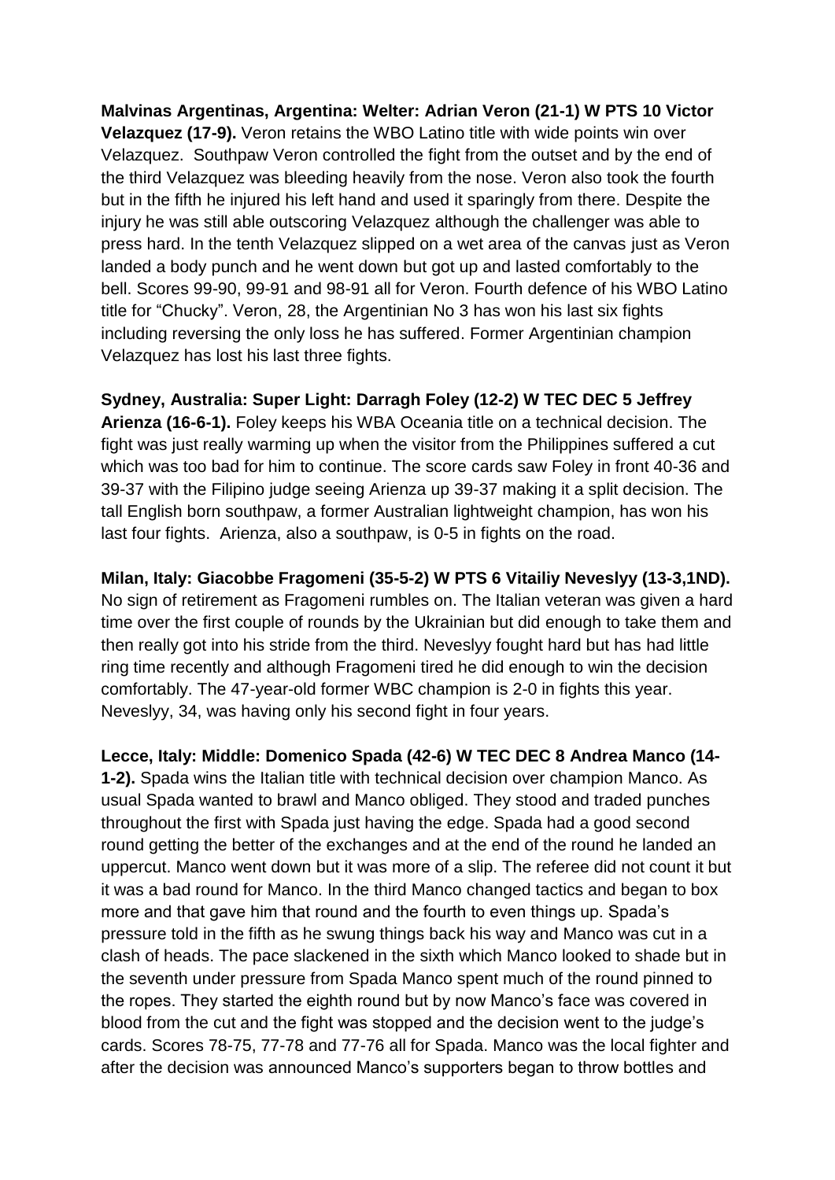**Malvinas Argentinas, Argentina: Welter: Adrian Veron (21-1) W PTS 10 Victor Velazquez (17-9).** Veron retains the WBO Latino title with wide points win over Velazquez. Southpaw Veron controlled the fight from the outset and by the end of the third Velazquez was bleeding heavily from the nose. Veron also took the fourth but in the fifth he injured his left hand and used it sparingly from there. Despite the injury he was still able outscoring Velazquez although the challenger was able to press hard. In the tenth Velazquez slipped on a wet area of the canvas just as Veron landed a body punch and he went down but got up and lasted comfortably to the bell. Scores 99-90, 99-91 and 98-91 all for Veron. Fourth defence of his WBO Latino title for "Chucky". Veron, 28, the Argentinian No 3 has won his last six fights including reversing the only loss he has suffered. Former Argentinian champion Velazquez has lost his last three fights.

**Sydney, Australia: Super Light: Darragh Foley (12-2) W TEC DEC 5 Jeffrey Arienza (16-6-1).** Foley keeps his WBA Oceania title on a technical decision. The fight was just really warming up when the visitor from the Philippines suffered a cut which was too bad for him to continue. The score cards saw Foley in front 40-36 and 39-37 with the Filipino judge seeing Arienza up 39-37 making it a split decision. The tall English born southpaw, a former Australian lightweight champion, has won his last four fights. Arienza, also a southpaw, is 0-5 in fights on the road.

**Milan, Italy: Giacobbe Fragomeni (35-5-2) W PTS 6 Vitailiy Neveslyy (13-3,1ND).** No sign of retirement as Fragomeni rumbles on. The Italian veteran was given a hard time over the first couple of rounds by the Ukrainian but did enough to take them and then really got into his stride from the third. Neveslyy fought hard but has had little ring time recently and although Fragomeni tired he did enough to win the decision comfortably. The 47-year-old former WBC champion is 2-0 in fights this year. Neveslyy, 34, was having only his second fight in four years.

**Lecce, Italy: Middle: Domenico Spada (42-6) W TEC DEC 8 Andrea Manco (14-1-2).** Spada wins the Italian title with technical decision over champion Manco. As usual Spada wanted to brawl and Manco obliged. They stood and traded punches throughout the first with Spada just having the edge. Spada had a good second round getting the better of the exchanges and at the end of the round he landed an uppercut. Manco went down but it was more of a slip. The referee did not count it but it was a bad round for Manco. In the third Manco changed tactics and began to box more and that gave him that round and the fourth to even things up. Spada's pressure told in the fifth as he swung things back his way and Manco was cut in a clash of heads. The pace slackened in the sixth which Manco looked to shade but in the seventh under pressure from Spada Manco spent much of the round pinned to the ropes. They started the eighth round but by now Manco's face was covered in blood from the cut and the fight was stopped and the decision went to the judge's cards. Scores 78-75, 77-78 and 77-76 all for Spada. Manco was the local fighter and after the decision was announced Manco's supporters began to throw bottles and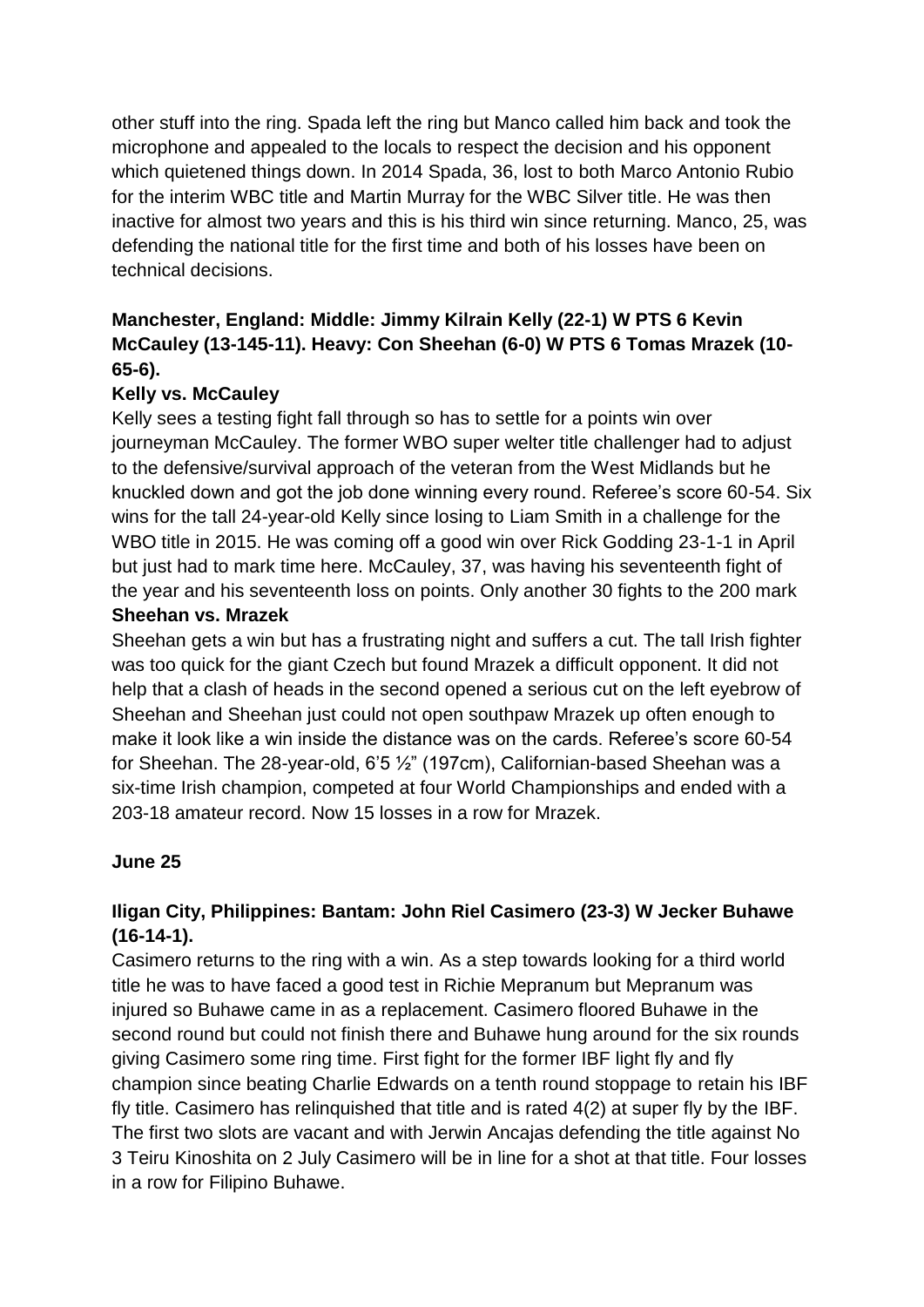other stuff into the ring. Spada left the ring but Manco called him back and took the microphone and appealed to the locals to respect the decision and his opponent which quietened things down. In 2014 Spada, 36, lost to both Marco Antonio Rubio for the interim WBC title and Martin Murray for the WBC Silver title. He was then inactive for almost two years and this is his third win since returning. Manco, 25, was defending the national title for the first time and both of his losses have been on technical decisions.

**Manchester, England: Middle: Jimmy Kilrain Kelly (22-1) W PTS 6 Kevin McCauley (13-145-11). Heavy: Con Sheehan (6-0) W PTS 6 Tomas Mrazek (10-65-6).**

**Kelly vs. McCauley**

Kelly sees a testing fight fall through so has to settle for a points win over journeyman McCauley. The former WBO super welter title challenger had to adjust to the defensive/survival approach of the veteran from the West Midlands but he knuckled down and got the job done winning every round. Referee's score 60-54. Six wins for the tall 24-year-old Kelly since losing to Liam Smith in a challenge for the WBO title in 2015. He was coming off a good win over Rick Godding 23-1-1 in April but just had to mark time here. McCauley, 37, was having his seventeenth fight of the year and his seventeenth loss on points. Only another 30 fights to the 200 mark

**Sheehan vs. Mrazek**

Sheehan gets a win but has a frustrating night and suffers a cut. The tall Irish fighter was too quick for the giant Czech but found Mrazek a difficult opponent. It did not help that a clash of heads in the second opened a serious cut on the left eyebrow of Sheehan and Sheehan just could not open southpaw Mrazek up often enough to make it look like a win inside the distance was on the cards. Referee's score 60-54 for Sheehan. The 28-year-old, 6'5 ½" (197cm), Californian-based Sheehan was a six-time Irish champion, competed at four World Championships and ended with a 203-18 amateur record. Now 15 losses in a row for Mrazek.

**June 25**

**Iligan City, Philippines: Bantam: John Riel Casimero (23-3) W Jecker Buhawe (16-14-1).**

Casimero returns to the ring with a win. As a step towards looking for a third world title he was to have faced a good test in Richie Mepranum but Mepranum was injured so Buhawe came in as a replacement. Casimero floored Buhawe in the second round but could not finish there and Buhawe hung around for the six rounds giving Casimero some ring time. First fight for the former IBF light fly and fly champion since beating Charlie Edwards on a tenth round stoppage to retain his IBF fly title. Casimero has relinquished that title and is rated 4(2) at super fly by the IBF. The first two slots are vacant and with Jerwin Ancajas defending the title against No 3 Teiru Kinoshita on 2 July Casimero will be in line for a shot at that title. Four losses in a row for Filipino Buhawe.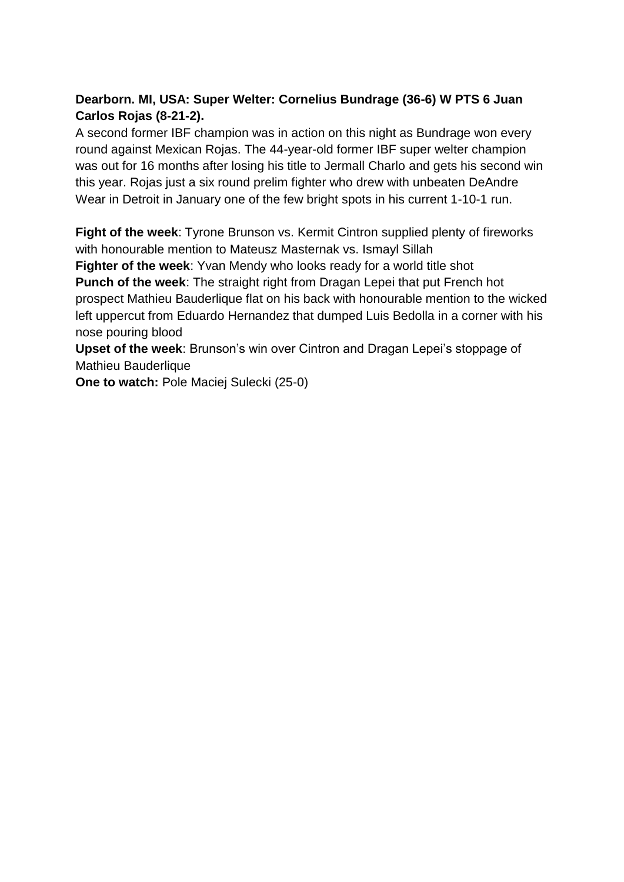**Dearborn. MI, USA: Super Welter: Cornelius Bundrage (36-6) W PTS 6 Juan Carlos Rojas (8-21-2).**

A second former IBF champion was in action on this night as Bundrage won every round against Mexican Rojas. The 44-year-old former IBF super welter champion was out for 16 months after losing his title to Jermall Charlo and gets his second win this year. Rojas just a six round prelim fighter who drew with unbeaten DeAndre Wear in Detroit in January one of the few bright spots in his current 1-10-1 run.

**Fight of the week**: Tyrone Brunson vs. Kermit Cintron supplied plenty of fireworks with honourable mention to Mateusz Masternak vs. Ismayl Sillah

**Fighter of the week**: Yvan Mendy who looks ready for a world title shot

**Punch of the week**: The straight right from Dragan Lepei that put French hot prospect Mathieu Bauderlique flat on his back with honourable mention to the wicked left uppercut from Eduardo Hernandez that dumped Luis Bedolla in a corner with his nose pouring blood

**Upset of the week**: Brunson's win over Cintron and Dragan Lepei's stoppage of Mathieu Bauderlique

**One to watch:** Pole Maciej Sulecki (25-0)